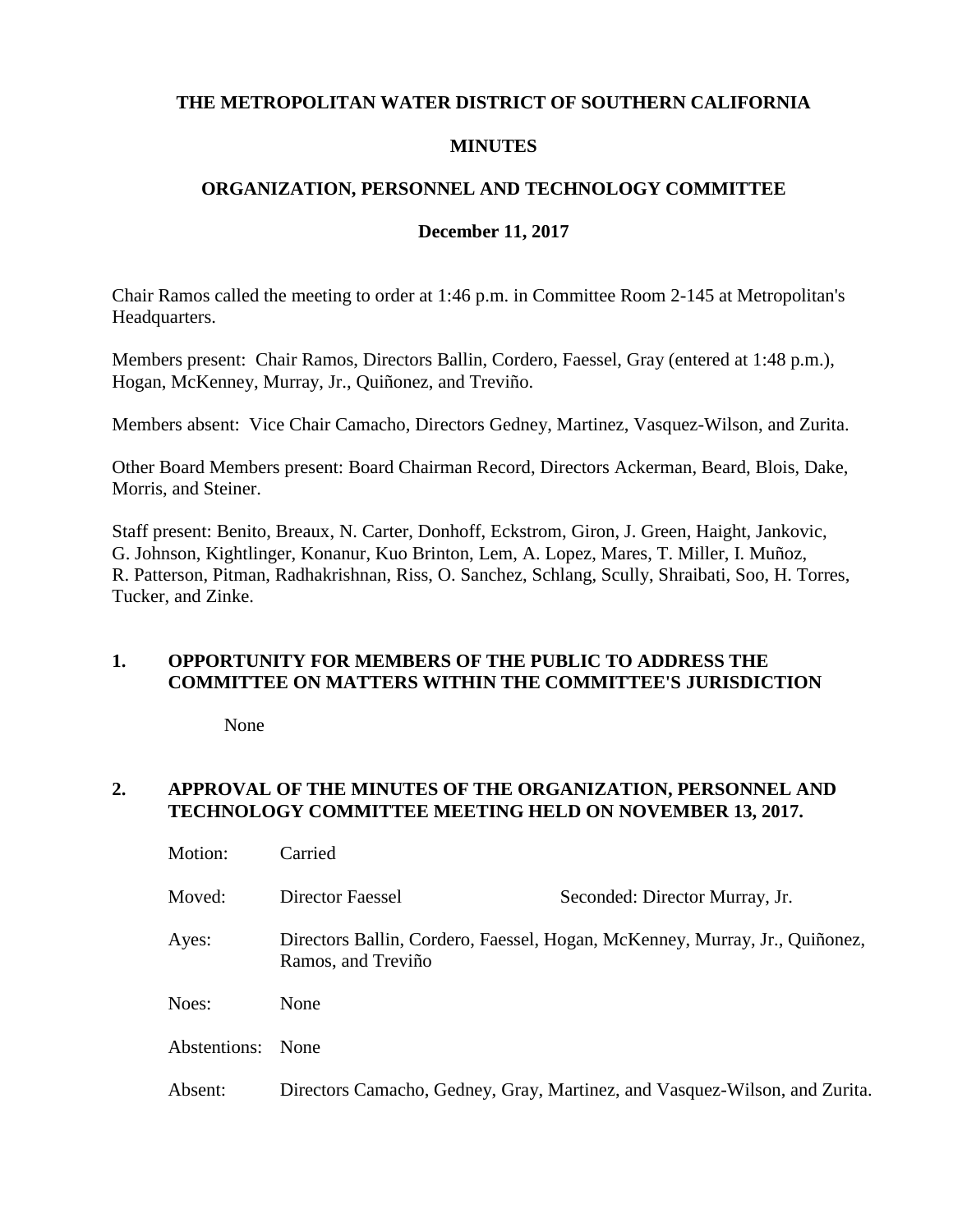# THE METROPOLITAN WATER DISTRICT OF SOUTHERN CALIFORNIA

## MINUTES

## ORGANIZATION, PERSONNEL AND TECHNOLOGY COMMITTEE

### December 11, 2017

Chair Ramos called the meeting to order at 1:46 p.m. in Committee Room 2-145 at Metropolitan's Headquarters.

Members present: Chair Ramos, Directors Ballin, Cordero, Faessel, Gray (entered at 1:48 p.m.), Hogan, McKenney, Murray, Jr., Quiñonez, and Treviño.

Members absent: Vice Chair Camacho, Directors Gedney, Martinez, Vasquez-Wilson, and Zurita.

Other Board Members present: Board Chairman Record, Directors Ackerman, Beard, Blois, Dake, Morris, and Steiner.

Staff present: Benito, Breaux, N. Carter, Donhoff, Eckstrom, Giron, J. Green, Haight, Jankovic, G. Johnson, Kightlinger, Konanur, Kuo Brinton, Lem, A. Lopez, Mares, T. Miller, I. Muñoz, R. Patterson, Pitman, Radhakrishnan, Riss, O. Sanchez, Schlang, Scully, Shraibati, Soo, H. Torres, Tucker, and Zinke.

**1. OPPORTUNITY FOR MEMBERS OF THE PUBLIC TO ADDRESS THE COMMITTEE ON MATTERS WITHIN THE COMMITTEE'S JURISDICTION**

None

**2. APPROVAL OF THE MINUTES OF THE ORGANIZATION, PERSONNEL AND TECHNOLOGY COMMITTEE MEETING HELD ON NOVEMBER 13, 2017.**

Motion: Carried

Moved: Director Faessel — Seconded: Director Murray, Jr.

Ayes: Directors Ballin, Cordero, Faessel, Hogan, McKenney, Murray, Jr., Quiñonez, Ramos, and Treviño

Noes: None

Abstentions: None

Absent: Directors Camacho, Gedney, Gray, Martinez, and Vasquez-Wilson, and Zurita.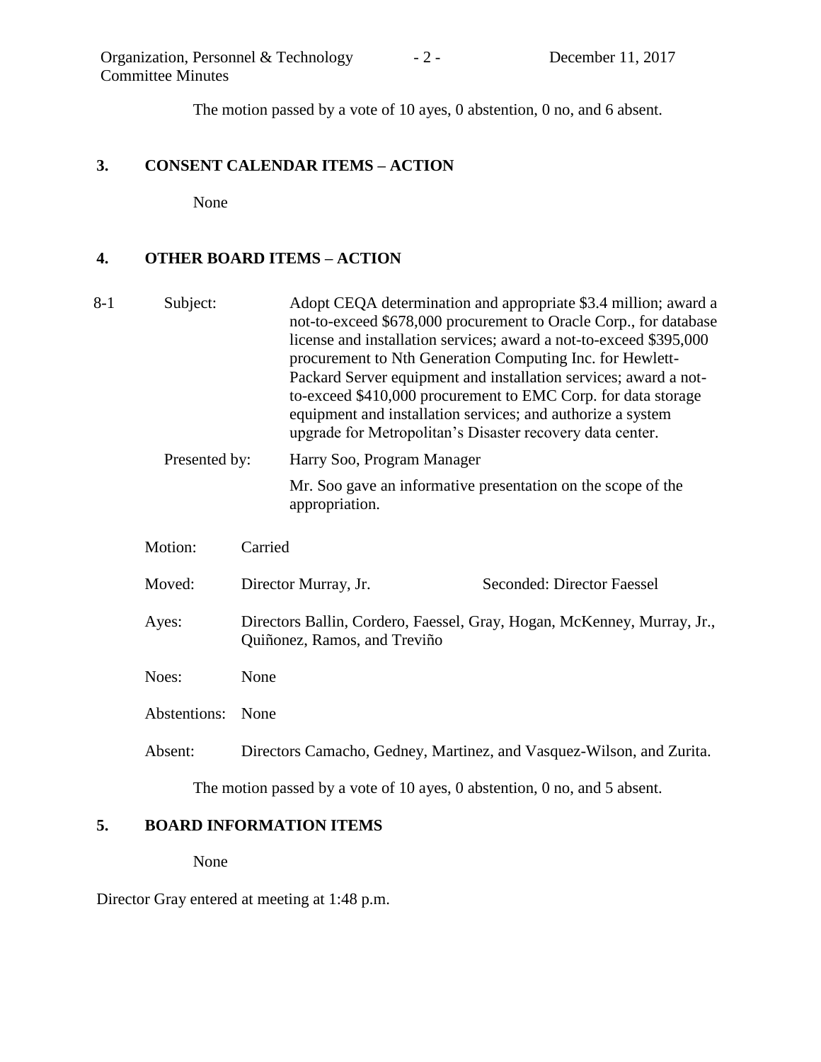The motion passed by a vote of 10 ayes, 0 abstention, 0 no, and 6 absent.

## 3. CONSENT CALENDAR ITEMS – ACTION

None

## 4. OTHER BOARD ITEMS – ACTION

8-1 Subject: Adopt CEQA determination and appropriate $3.4 million; award a not-to-exceed $678,000 procurement to Oracle Corp., for database license and installation services; award a not-to-exceed $395,000 procurement to Nth Generation Computing Inc. for Hewlett-Packard Server equipment and installation services; award a not-to-exceed $410,000 procurement to EMC Corp. for data storage equipment and installation services; and authorize a system upgrade for Metropolitan's Disaster recovery data center.

Presented by: Harry Soo, Program Manager

Mr. Soo gave an informative presentation on the scope of the appropriation.

Motion: Carried

Moved: Director Murray, Jr. Seconded: Director Faessel

Ayes: Directors Ballin, Cordero, Faessel, Gray, Hogan, McKenney, Murray, Jr., Quiñonez, Ramos, and Treviño

Noes: None

Abstentions: None

Absent: Directors Camacho, Gedney, Martinez, and Vasquez-Wilson, and Zurita.

The motion passed by a vote of 10 ayes, 0 abstention, 0 no, and 5 absent.

## 5. BOARD INFORMATION ITEMS

None

Director Gray entered at meeting at 1:48 p.m.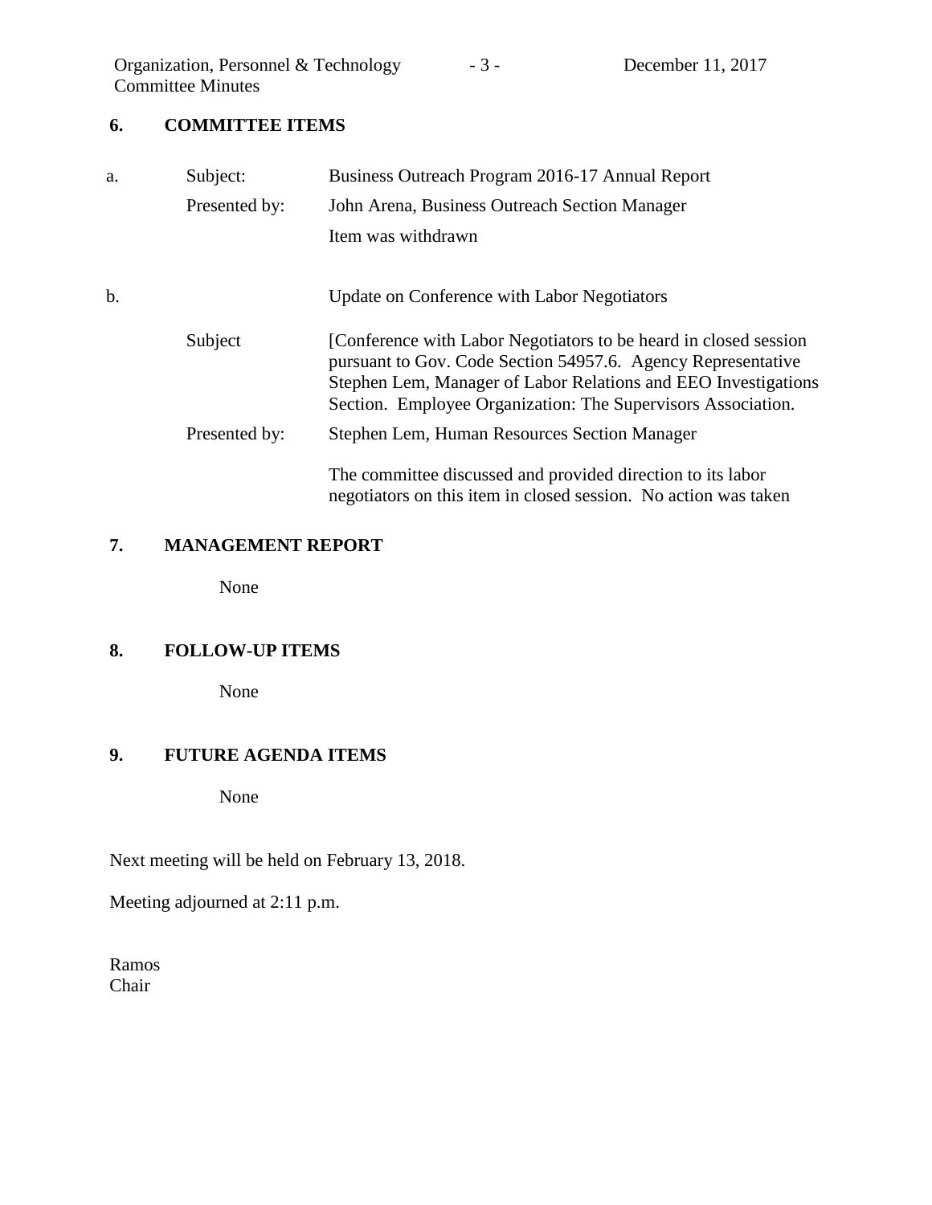## 6. COMMITTEE ITEMS

a. Subject: Business Outreach Program 2016-17 Annual Report

Presented by: John Arena, Business Outreach Section Manager

Item was withdrawn

b. Update on Conference with Labor Negotiators

Subject [Conference with Labor Negotiators to be heard in closed session pursuant to Gov. Code Section 54957.6. Agency Representative Stephen Lem, Manager of Labor Relations and EEO Investigations Section. Employee Organization: The Supervisors Association.

Presented by: Stephen Lem, Human Resources Section Manager

The committee discussed and provided direction to its labor negotiators on this item in closed session. No action was taken

## 7. MANAGEMENT REPORT

None

## 8. FOLLOW-UP ITEMS

None

## 9. FUTURE AGENDA ITEMS

None

Next meeting will be held on February 13, 2018.

Meeting adjourned at 2:11 p.m.

Ramos
Chair